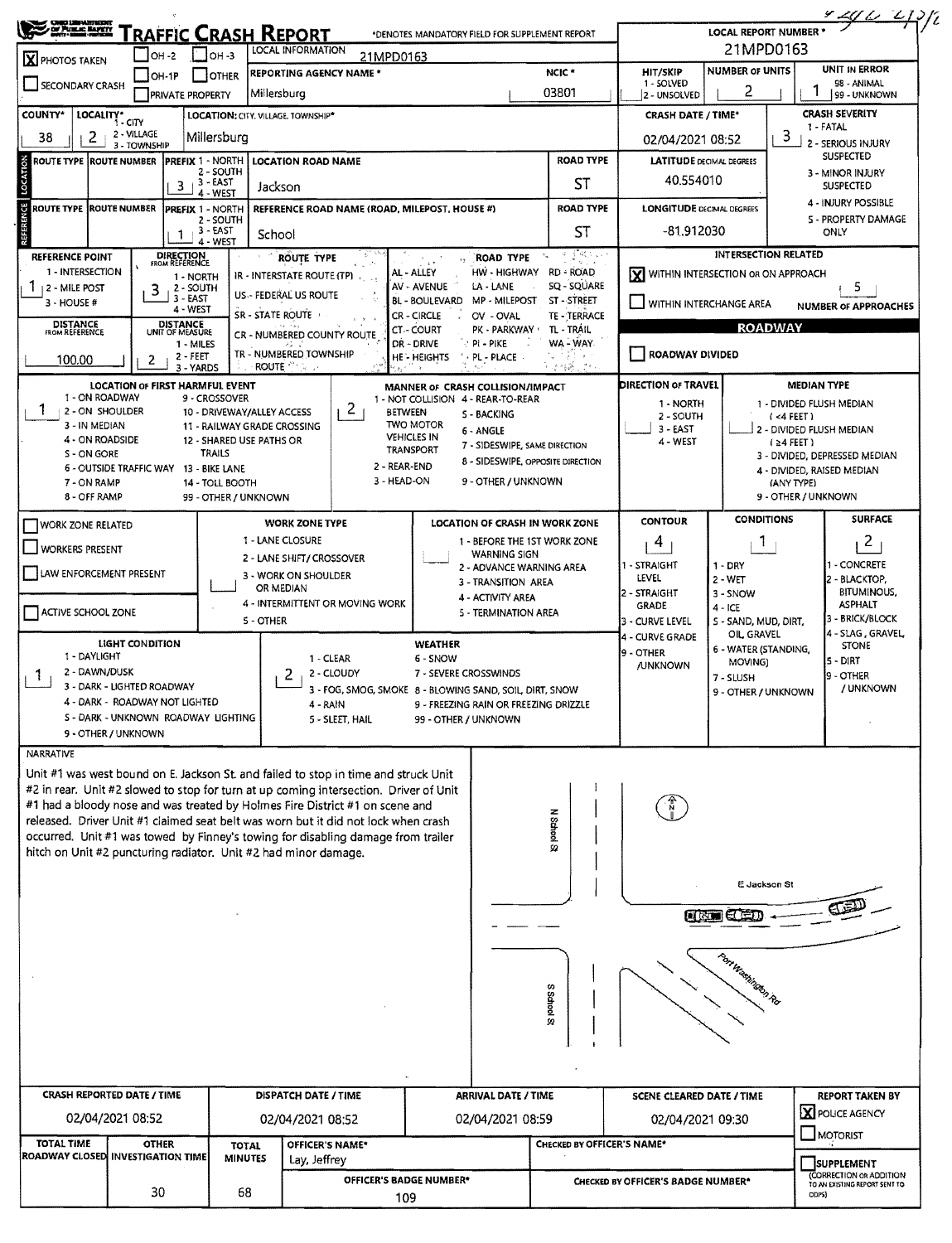# TRAFFIC CRASH REPORT

*DENOTES MANDATORY FIELD FOR SUPPLEMENT REPORT

LOCAL REPORT NUMBER *: 21MPD0163

| | | | |
|---|---|---|---|
| [X] PHOTOS TAKEN | [ ] OH-2 | [ ] OH-3 | LOCAL INFORMATION: 21MPD0163 |
| [ ] SECONDARY CRASH | [ ] OH-1P | [ ] OTHER | REPORTING AGENCY NAME *: Millersburg |
| | [ ] PRIVATE PROPERTY | | NCIC *: 03801 |

| HIT/SKIP | NUMBER OF UNITS | UNIT IN ERROR |
|---|---|---|
| 1 - SOLVED / 2 - UNSOLVED | 2 | 1 (98 - ANIMAL, 99 - UNKNOWN) |

| COUNTY* | LOCALITY* | LOCATION: CITY, VILLAGE, TOWNSHIP* | CRASH DATE / TIME* | CRASH SEVERITY |
|---|---|---|---|---|
| 38 | 2 (1 - CITY, 2 - VILLAGE, 3 - TOWNSHIP) | Millersburg | 02/04/2021 08:52 | 3 (1 - FATAL, 2 - SERIOUS INJURY SUSPECTED, 3 - MINOR INJURY SUSPECTED, 4 - INJURY POSSIBLE, 5 - PROPERTY DAMAGE ONLY) |

**LOCATION**

| ROUTE TYPE | ROUTE NUMBER | PREFIX | LOCATION ROAD NAME | ROAD TYPE | LATITUDE DECIMAL DEGREES |
|---|---|---|---|---|---|
| | | 3 | Jackson | ST | 40.554010 |

**REFERENCE**

| ROUTE TYPE | ROUTE NUMBER | PREFIX | REFERENCE ROAD NAME (ROAD, MILEPOST, HOUSE #) | ROAD TYPE | LONGITUDE DECIMAL DEGREES |
|---|---|---|---|---|---|
| | | 1 | School | ST | -81.912030 |

PREFIX: 1 - NORTH, 2 - SOUTH, 3 - EAST, 4 - WEST

| REFERENCE POINT | DIRECTION FROM REFERENCE | DISTANCE FROM REFERENCE | DISTANCE UNIT OF MEASURE |
|---|---|---|---|
| 1 (1 - INTERSECTION, 2 - MILE POST, 3 - HOUSE #) | 3 (1 - NORTH, 2 - SOUTH, 3 - EAST, 4 - WEST) | 100.00 | 2 (1 - MILES, 2 - FEET, 3 - YARDS) |

ROUTE TYPE: IR - INTERSTATE ROUTE (TP), US - FEDERAL US ROUTE, SR - STATE ROUTE, CR - NUMBERED COUNTY ROUTE, TR - NUMBERED TOWNSHIP ROUTE

ROAD TYPE: AL - ALLEY, AV - AVENUE, BL - BOULEVARD, CR - CIRCLE, CT - COURT, DR - DRIVE, HE - HEIGHTS, HW - HIGHWAY, LA - LANE, MP - MILEPOST, OV - OVAL, PK - PARKWAY, PI - PIKE, PL - PLACE, RD - ROAD, SQ - SQUARE, ST - STREET, TE - TERRACE, TL - TRAIL, WA - WAY

**INTERSECTION RELATED**

[X] WITHIN INTERSECTION OR ON APPROACH — NUMBER OF APPROACHES: 5

[ ] WITHIN INTERCHANGE AREA

**ROADWAY**

[ ] ROADWAY DIVIDED

| LOCATION OF FIRST HARMFUL EVENT | MANNER OF CRASH COLLISION/IMPACT | DIRECTION OF TRAVEL | MEDIAN TYPE |
|---|---|---|---|
| 1 | 2 | | |

LOCATION OF FIRST HARMFUL EVENT: 1 - ON ROADWAY, 2 - ON SHOULDER, 3 - IN MEDIAN, 4 - ON ROADSIDE, 5 - ON GORE, 6 - OUTSIDE TRAFFIC WAY, 7 - ON RAMP, 8 - OFF RAMP, 9 - CROSSOVER, 10 - DRIVEWAY/ALLEY ACCESS, 11 - RAILWAY GRADE CROSSING, 12 - SHARED USE PATHS OR TRAILS, 13 - BIKE LANE, 14 - TOLL BOOTH, 99 - OTHER / UNKNOWN

MANNER OF CRASH COLLISION/IMPACT: 1 - NOT COLLISION BETWEEN TWO MOTOR VEHICLES IN TRANSPORT, 2 - REAR-END, 3 - HEAD-ON, 4 - REAR-TO-REAR, 5 - BACKING, 6 - ANGLE, 7 - SIDESWIPE, SAME DIRECTION, 8 - SIDESWIPE, OPPOSITE DIRECTION, 9 - OTHER / UNKNOWN

DIRECTION OF TRAVEL: 1 - NORTH, 2 - SOUTH, 3 - EAST, 4 - WEST

MEDIAN TYPE: 1 - DIVIDED FLUSH MEDIAN (<4 FEET), 2 - DIVIDED FLUSH MEDIAN (≥4 FEET), 3 - DIVIDED, DEPRESSED MEDIAN, 4 - DIVIDED, RAISED MEDIAN (ANY TYPE), 9 - OTHER / UNKNOWN

[ ] WORK ZONE RELATED
[ ] WORKERS PRESENT
[ ] LAW ENFORCEMENT PRESENT
[ ] ACTIVE SCHOOL ZONE

WORK ZONE TYPE: 1 - LANE CLOSURE, 2 - LANE SHIFT/ CROSSOVER, 3 - WORK ON SHOULDER OR MEDIAN, 4 - INTERMITTENT OR MOVING WORK, 5 - OTHER

LOCATION OF CRASH IN WORK ZONE: 1 - BEFORE THE 1ST WORK ZONE WARNING SIGN, 2 - ADVANCE WARNING AREA, 3 - TRANSITION AREA, 4 - ACTIVITY AREA, 5 - TERMINATION AREA

| CONTOUR | CONDITIONS | SURFACE |
|---|---|---|
| 4 | 1 | 2 |

CONTOUR: 1 - STRAIGHT LEVEL, 2 - STRAIGHT GRADE, 3 - CURVE LEVEL, 4 - CURVE GRADE, 9 - OTHER /UNKNOWN

CONDITIONS: 1 - DRY, 2 - WET, 3 - SNOW, 4 - ICE, 5 - SAND, MUD, DIRT, OIL, GRAVEL, 6 - WATER (STANDING, MOVING), 7 - SLUSH, 9 - OTHER / UNKNOWN

SURFACE: 1 - CONCRETE, 2 - BLACKTOP, BITUMINOUS, ASPHALT, 3 - BRICK/BLOCK, 4 - SLAG, GRAVEL, STONE, 5 - DIRT, 9 - OTHER / UNKNOWN

| LIGHT CONDITION | WEATHER |
|---|---|
| 1 | 2 |

LIGHT CONDITION: 1 - DAYLIGHT, 2 - DAWN/DUSK, 3 - DARK - LIGHTED ROADWAY, 4 - DARK - ROADWAY NOT LIGHTED, 5 - DARK - UNKNOWN ROADWAY LIGHTING, 9 - OTHER / UNKNOWN

WEATHER: 1 - CLEAR, 2 - CLOUDY, 3 - FOG, SMOG, SMOKE, 4 - RAIN, 5 - SLEET, HAIL, 6 - SNOW, 7 - SEVERE CROSSWINDS, 8 - BLOWING SAND, SOIL, DIRT, SNOW, 9 - FREEZING RAIN OR FREEZING DRIZZLE, 99 - OTHER / UNKNOWN

**NARRATIVE**

Unit #1 was west bound on E. Jackson St. and failed to stop in time and struck Unit #2 in rear. Unit #2 slowed to stop for turn at up coming intersection. Driver of Unit #1 had a bloody nose and was treated by Holmes Fire District #1 on scene and released. Driver Unit #1 claimed seat belt was worn but it did not lock when crash occurred. Unit #1 was towed by Finney's towing for disabling damage from trailer hitch on Unit #2 puncturing radiator. Unit #2 had minor damage.

Diagram labels: N School St, S School St, E Jackson St, Port Washington Rd

| CRASH REPORTED DATE / TIME | DISPATCH DATE / TIME | ARRIVAL DATE / TIME | SCENE CLEARED DATE / TIME | REPORT TAKEN BY |
|---|---|---|---|---|
| 02/04/2021 08:52 | 02/04/2021 08:52 | 02/04/2021 08:59 | 02/04/2021 09:30 | [X] POLICE AGENCY [ ] MOTORIST |

| TOTAL TIME ROADWAY CLOSED | OTHER INVESTIGATION TIME | TOTAL MINUTES | OFFICER'S NAME* | CHECKED BY OFFICER'S NAME* |
|---|---|---|---|---|
| | 30 | 68 | Lay, Jeffrey | |

| OFFICER'S BADGE NUMBER* | CHECKED BY OFFICER'S BADGE NUMBER* |
|---|---|
| 109 | |

[ ] SUPPLEMENT (CORRECTION OR ADDITION TO AN EXISTING REPORT SENT TO ODPS)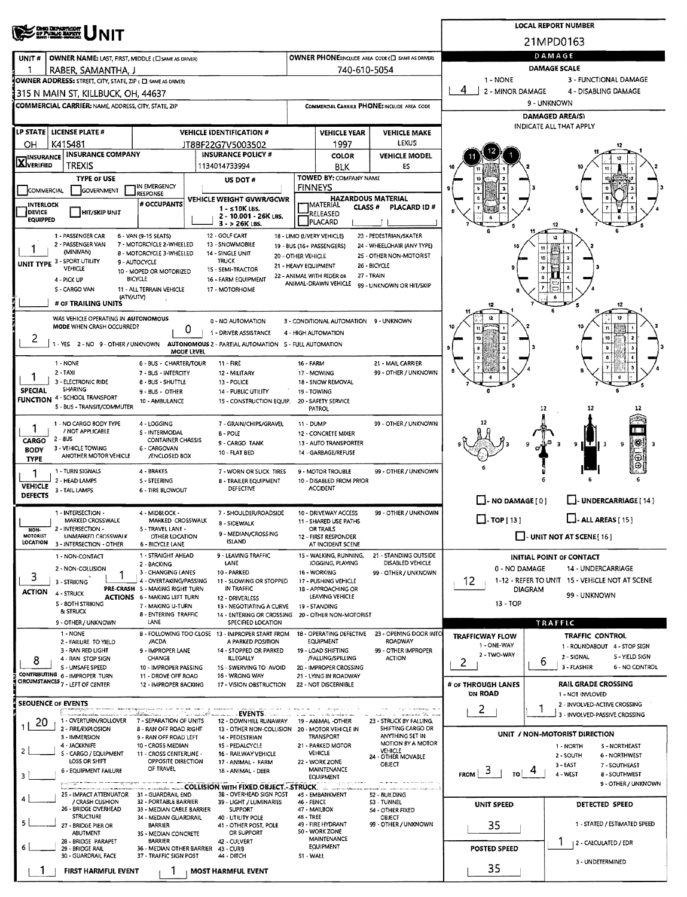# UNIT

**LOCAL REPORT NUMBER:** 21MPD0163

| UNIT # | OWNER NAME: LAST, FIRST, MIDDLE ( ☐ SAME AS DRIVER) | OWNER PHONE: INCLUDE AREA CODE ( ☐ SAME AS DRIVER) |
|---|---|---|
| 1 | RABER, SAMANTHA, J | 740-610-5054 |

**OWNER ADDRESS:** STREET, CITY, STATE, ZIP ( ☐ SAME AS DRIVER)
315 N MAIN ST, KILLBUCK, OH, 44637

**COMMERCIAL CARRIER:** NAME, ADDRESS, CITY, STATE, ZIP | **COMMERCIAL CARRIER PHONE:** INCLUDE AREA CODE

| LP STATE | LICENSE PLATE # | VEHICLE IDENTIFICATION # | VEHICLE YEAR | VEHICLE MAKE |
|---|---|---|---|---|
| OH | K415481 | JT8BF22G7V5003502 | 1997 | LEXUS |

| INSURANCE ☒ VERIFIED | INSURANCE COMPANY | INSURANCE POLICY # | COLOR | VEHICLE MODEL |
|---|---|---|---|---|
| | TREXIS | 1134014733994 | BLK | ES |

**TYPE OF USE:** ☐ COMMERCIAL ☐ GOVERNMENT ☐ IN EMERGENCY RESPONSE

**US DOT #:**

**TOWED BY:** COMPANY NAME: FINNEYS

☐ INTERLOCK DEVICE EQUIPPED ☐ HIT/SKIP UNIT

**# OCCUPANTS:**

**VEHICLE WEIGHT GVWR/GCWR:** 1 - ≤10K LBS. 2 - 10,001 - 26K LBS. 3 - > 26K LBS.

**HAZARDOUS MATERIAL:** ☐ MATERIAL RELEASED ☐ PLACARD | CLASS # | PLACARD ID #

**UNIT TYPE:** 1
1 - PASSENGER CAR, 2 - PASSENGER VAN (MINIVAN), 3 - SPORT UTILITY VEHICLE, 4 - PICK UP, 5 - CARGO VAN, 6 - VAN (9-15 SEATS), 7 - MOTORCYCLE 2-WHEELED, 8 - MOTORCYCLE 3-WHEELED, 9 - AUTOCYCLE, 10 - MOPED OR MOTORIZED BICYCLE, 11 - ALL TERRAIN VEHICLE (ATV/UTV), 12 - GOLF CART, 13 - SNOWMOBILE, 14 - SINGLE UNIT TRUCK, 15 - SEMI-TRACTOR, 16 - FARM EQUIPMENT, 17 - MOTORHOME, 18 - LIMO (LIVERY VEHICLE), 19 - BUS (16+ PASSENGERS), 20 - OTHER VEHICLE, 21 - HEAVY EQUIPMENT, 22 - ANIMAL WITH RIDER OR ANIMAL-DRAWN VEHICLE, 23 - PEDESTRIAN/SKATER, 24 - WHEELCHAIR (ANY TYPE), 25 - OTHER NON-MOTORIST, 26 - BICYCLE, 27 - TRAIN, 99 - UNKNOWN OR HIT/SKIP

**# OF TRAILING UNITS:**

**WAS VEHICLE OPERATING IN AUTONOMOUS MODE WHEN CRASH OCCURRED?** 2
1 - YES, 2 - NO, 9 - OTHER / UNKNOWN

**AUTONOMOUS MODE LEVEL:** 0
0 - NO AUTOMATION, 1 - DRIVER ASSISTANCE, 2 - PARTIAL AUTOMATION, 3 - CONDITIONAL AUTOMATION, 4 - HIGH AUTOMATION, 5 - FULL AUTOMATION, 9 - UNKNOWN

**SPECIAL FUNCTION:** 1
1 - NONE, 2 - TAXI, 3 - ELECTRONIC RIDE SHARING, 4 - SCHOOL TRANSPORT, 5 - BUS - TRANSIT/COMMUTER, 6 - BUS - CHARTER/TOUR, 7 - BUS - INTERCITY, 8 - BUS - SHUTTLE, 9 - BUS - OTHER, 10 - AMBULANCE, 11 - FIRE, 12 - MILITARY, 13 - POLICE, 14 - PUBLIC UTILITY, 15 - CONSTRUCTION EQUIP., 16 - FARM, 17 - MOWING, 18 - SNOW REMOVAL, 19 - TOWING, 20 - SAFETY SERVICE PATROL, 21 - MAIL CARRIER, 99 - OTHER / UNKNOWN

**CARGO BODY TYPE:** 1
1 - NO CARGO BODY TYPE / NOT APPLICABLE, 2 - BUS, 3 - VEHICLE TOWING ANOTHER MOTOR VEHICLE, 4 - LOGGING, 5 - INTERMODAL CONTAINER CHASSIS, 6 - CARGOVAN /ENCLOSED BOX, 7 - GRAIN/CHIPS/GRAVEL, 8 - POLE, 9 - CARGO TANK, 10 - FLAT BED, 11 - DUMP, 12 - CONCRETE MIXER, 13 - AUTO TRANSPORTER, 14 - GARBAGE/REFUSE, 99 - OTHER / UNKNOWN

**VEHICLE DEFECTS:** 1
1 - TURN SIGNALS, 2 - HEAD LAMPS, 3 - TAIL LAMPS, 4 - BRAKES, 5 - STEERING, 6 - TIRE BLOWOUT, 7 - WORN OR SLICK TIRES, 8 - TRAILER EQUIPMENT DEFECTIVE, 9 - MOTOR TROUBLE, 10 - DISABLED FROM PRIOR ACCIDENT, 99 - OTHER / UNKNOWN

**NON-MOTORIST LOCATION:**
1 - INTERSECTION - MARKED CROSSWALK, 2 - INTERSECTION - UNMARKED CROSSWALK, 3 - INTERSECTION - OTHER, 4 - MIDBLOCK - MARKED CROSSWALK, 5 - TRAVEL LANE - OTHER LOCATION, 6 - BICYCLE LANE, 7 - SHOULDER/ROADSIDE, 8 - SIDEWALK, 9 - MEDIAN/CROSSING ISLAND, 10 - DRIVEWAY ACCESS, 11 - SHARED USE PATHS OR TRAILS, 12 - FIRST RESPONDER AT INCIDENT SCENE, 99 - OTHER / UNKNOWN

**ACTION:** 3 | **PRE-CRASH ACTIONS:** 1
1 - NON-CONTACT, 2 - NON-COLLISION, 3 - STRIKING, 4 - STRUCK, 5 - BOTH STRIKING & STRUCK, 9 - OTHER / UNKNOWN
1 - STRAIGHT AHEAD, 2 - BACKING, 3 - CHANGING LANES, 4 - OVERTAKING/PASSING, 5 - MAKING RIGHT TURN, 6 - MAKING LEFT TURN, 7 - MAKING U-TURN, 8 - ENTERING TRAFFIC LANE, 9 - LEAVING TRAFFIC LANE, 10 - PARKED, 11 - SLOWING OR STOPPED IN TRAFFIC, 12 - DRIVERLESS, 13 - NEGOTIATING A CURVE, 14 - ENTERING OR CROSSING SPECIFIED LOCATION, 15 - WALKING, RUNNING, JOGGING, PLAYING, 16 - WORKING, 17 - PUSHING VEHICLE, 18 - APPROACHING OR LEAVING VEHICLE, 19 - STANDING, 20 - OTHER NON-MOTORIST, 21 - STANDING OUTSIDE DISABLED VEHICLE, 99 - OTHER / UNKNOWN

**CONTRIBUTING CIRCUMSTANCES:** 8
1 - NONE, 2 - FAILURE TO YIELD, 3 - RAN RED LIGHT, 4 - RAN STOP SIGN, 5 - UNSAFE SPEED, 6 - IMPROPER TURN, 7 - LEFT OF CENTER, 8 - FOLLOWING TOO CLOSE /ACDA, 9 - IMPROPER LANE CHANGE, 10 - IMPROPER PASSING, 11 - DROVE OFF ROAD, 12 - IMPROPER BACKING, 13 - IMPROPER START FROM A PARKED POSITION, 14 - STOPPED OR PARKED ILLEGALLY, 15 - SWERVING TO AVOID, 16 - WRONG WAY, 17 - VISION OBSTRUCTION, 18 - OPERATING DEFECTIVE EQUIPMENT, 19 - LOAD SHIFTING /FALLING/SPILLING, 20 - IMPROPER CROSSING, 21 - LYING IN ROADWAY, 22 - NOT DISCERNIBLE, 23 - OPENING DOOR INTO ROADWAY, 99 - OTHER IMPROPER ACTION

**SEQUENCE OF EVENTS:**
1: 20
2:
3:
4:
5:
6:

**EVENTS:** 1 - OVERTURN/ROLLOVER, 2 - FIRE/EXPLOSION, 3 - IMMERSION, 4 - JACKKNIFE, 5 - CARGO / EQUIPMENT LOSS OR SHIFT, 6 - EQUIPMENT FAILURE, 7 - SEPARATION OF UNITS, 8 - RAN OFF ROAD RIGHT, 9 - RAN OFF ROAD LEFT, 10 - CROSS MEDIAN, 11 - CROSS CENTERLINE - OPPOSITE DIRECTION OF TRAVEL, 12 - DOWNHILL RUNAWAY, 13 - OTHER NON-COLLISION, 14 - PEDESTRIAN, 15 - PEDALCYCLE, 16 - RAILWAY VEHICLE, 17 - ANIMAL - FARM, 18 - ANIMAL - DEER, 19 - ANIMAL - OTHER, 20 - MOTOR VEHICLE IN TRANSPORT, 21 - PARKED MOTOR VEHICLE, 22 - WORK ZONE MAINTENANCE EQUIPMENT, 23 - STRUCK BY FALLING, SHIFTING CARGO OR ANYTHING SET IN MOTION BY A MOTOR VEHICLE, 24 - OTHER MOVABLE OBJECT

**COLLISION WITH FIXED OBJECT - STRUCK:** 25 - IMPACT ATTENUATOR / CRASH CUSHION, 26 - BRIDGE OVERHEAD STRUCTURE, 27 - BRIDGE PIER OR ABUTMENT, 28 - BRIDGE PARAPET, 29 - BRIDGE RAIL, 30 - GUARDRAIL FACE, 31 - GUARDRAIL END, 32 - PORTABLE BARRIER, 33 - MEDIAN CABLE BARRIER, 34 - MEDIAN GUARDRAIL BARRIER, 35 - MEDIAN CONCRETE BARRIER, 36 - MEDIAN OTHER BARRIER, 37 - TRAFFIC SIGN POST, 38 - OVERHEAD SIGN POST, 39 - LIGHT / LUMINARIES SUPPORT, 40 - UTILITY POLE, 41 - OTHER POST, POLE OR SUPPORT, 42 - CULVERT, 43 - CURB, 44 - DITCH, 45 - EMBANKMENT, 46 - FENCE, 47 - MAILBOX, 48 - TREE, 49 - FIRE HYDRANT, 50 - WORK ZONE MAINTENANCE EQUIPMENT, 51 - WALL, 52 - BUILDING, 53 - TUNNEL, 54 - OTHER FIXED OBJECT, 99 - OTHER / UNKNOWN

**FIRST HARMFUL EVENT:** 1 | **MOST HARMFUL EVENT:** 1

## DAMAGE

**DAMAGE SCALE:** 4
1 - NONE, 2 - MINOR DAMAGE, 3 - FUNCTIONAL DAMAGE, 4 - DISABLING DAMAGE, 9 - UNKNOWN

**DAMAGED AREA(S)** INDICATE ALL THAT APPLY: 11, 12, 1

☐ - NO DAMAGE [ 0 ] ☐ - UNDERCARRIAGE [ 14 ]
☐ - TOP [ 13 ] ☐ - ALL AREAS [ 15 ]
☐ - UNIT NOT AT SCENE [ 16 ]

**INITIAL POINT OF CONTACT:** 12
0 - NO DAMAGE, 1-12 - REFER TO UNIT DIAGRAM, 13 - TOP, 14 - UNDERCARRIAGE, 15 - VEHICLE NOT AT SCENE, 99 - UNKNOWN

## TRAFFIC

**TRAFFICWAY FLOW:** 2
1 - ONE-WAY, 2 - TWO-WAY

**TRAFFIC CONTROL:** 6
1 - ROUNDABOUT, 2 - SIGNAL, 3 - FLASHER, 4 - STOP SIGN, 5 - YIELD SIGN, 6 - NO CONTROL

**# OF THROUGH LANES ON ROAD:** 2

**RAIL GRADE CROSSING:** 1
1 - NOT INVLOVED, 2 - INVOLVED-ACTIVE CROSSING, 3 - INVOLVED-PASSIVE CROSSING

**UNIT / NON-MOTORIST DIRECTION:** FROM 3 TO 4
1 - NORTH, 2 - SOUTH, 3 - EAST, 4 - WEST, 5 - NORTHEAST, 6 - NORTHWEST, 7 - SOUTHEAST, 8 - SOUTHWEST, 9 - OTHER / UNKNOWN

**UNIT SPEED:** 35

**DETECTED SPEED:** 1
1 - STATED / ESTIMATED SPEED, 2 - CALCULATED / EDR, 3 - UNDETERMINED

**POSTED SPEED:** 35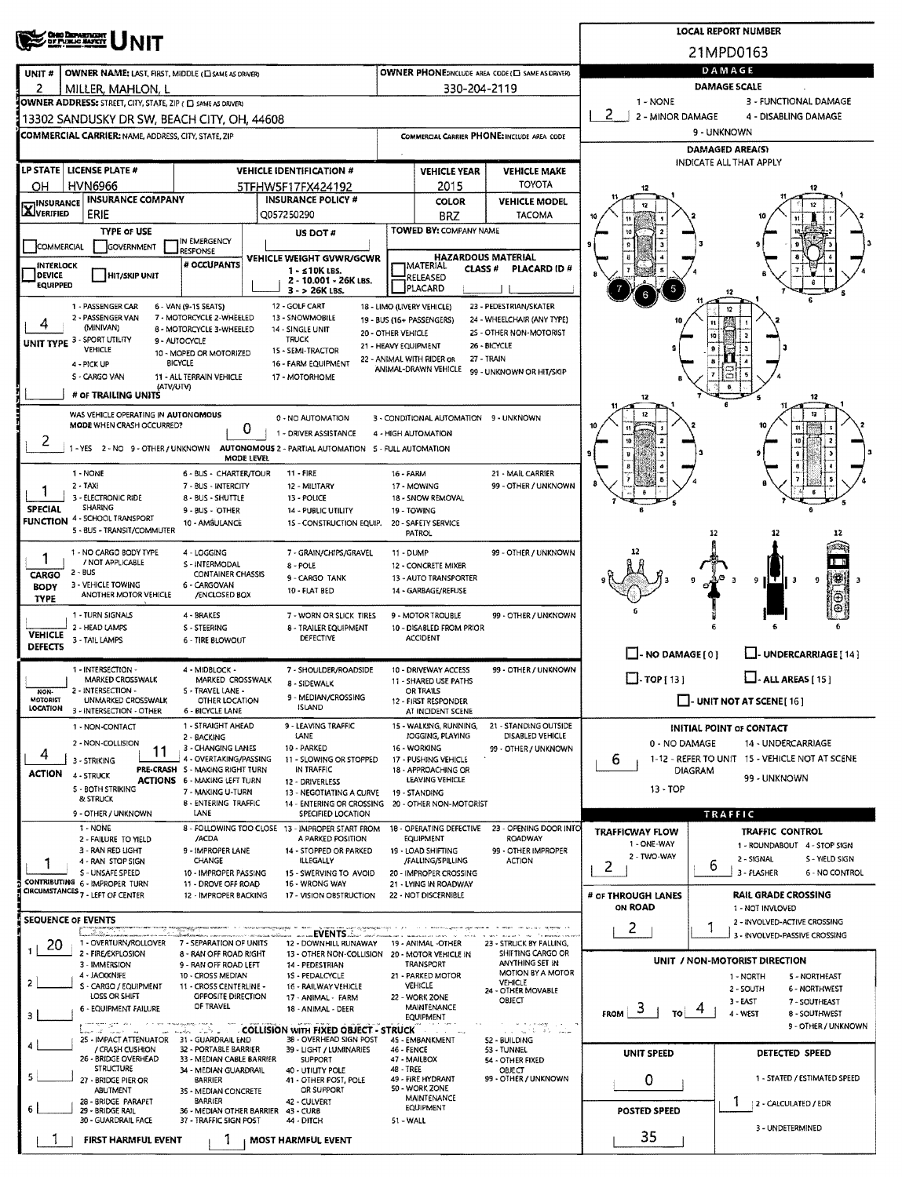# UNIT

**LOCAL REPORT NUMBER:** 21MPD0163

| Field | Value |
|---|---|
| UNIT # | 2 |
| OWNER NAME: LAST, FIRST, MIDDLE | MILLER, MAHLON, L |
| OWNER PHONE | 330-204-2119 |
| OWNER ADDRESS | 13302 SANDUSKY DR SW, BEACH CITY, OH, 44608 |
| COMMERCIAL CARRIER: NAME, ADDRESS, CITY, STATE, ZIP | |
| COMMERCIAL CARRIER PHONE | |
| LP STATE | OH |
| LICENSE PLATE # | HVN6966 |
| VEHICLE IDENTIFICATION # | 5TFHW5F17FX424192 |
| VEHICLE YEAR | 2015 |
| VEHICLE MAKE | TOYOTA |
| INSURANCE | X VERIFIED |
| INSURANCE COMPANY | ERIE |
| INSURANCE POLICY # | Q057250290 |
| COLOR | BRZ |
| VEHICLE MODEL | TACOMA |
| TYPE OF USE | |
| US DOT # | |
| TOWED BY: COMPANY NAME | |
| # OCCUPANTS | |
| VEHICLE WEIGHT GVWR/GCWR | 1 - ≤10K LBS. / 2 - 10.001 - 26K LBS. / 3 - > 26K LBS. |
| HAZARDOUS MATERIAL | |
| UNIT TYPE | 4 |
| # OF TRAILING UNITS | |
| WAS VEHICLE OPERATING IN AUTONOMOUS MODE WHEN CRASH OCCURRED? | 2 |
| AUTONOMOUS MODE LEVEL | 0 |
| SPECIAL FUNCTION | 1 |
| CARGO BODY TYPE | 1 |
| VEHICLE DEFECTS | |
| NON-MOTORIST LOCATION | |
| ACTION | 4 |
| PRE-CRASH ACTIONS | 11 |
| CONTRIBUTING CIRCUMSTANCES | 1 |

**UNIT TYPE:** 1 - PASSENGER CAR; 2 - PASSENGER VAN (MINIVAN); 3 - SPORT UTILITY VEHICLE; 4 - PICK UP; 5 - CARGO VAN; 6 - VAN (9-15 SEATS); 7 - MOTORCYCLE 2-WHEELED; 8 - MOTORCYCLE 3-WHEELED; 9 - AUTOCYCLE; 10 - MOPED OR MOTORIZED BICYCLE; 11 - ALL TERRAIN VEHICLE (ATV/UTV); 12 - GOLF CART; 13 - SNOWMOBILE; 14 - SINGLE UNIT TRUCK; 15 - SEMI-TRACTOR; 16 - FARM EQUIPMENT; 17 - MOTORHOME; 18 - LIMO (LIVERY VEHICLE); 19 - BUS (16+ PASSENGERS); 20 - OTHER VEHICLE; 21 - HEAVY EQUIPMENT; 22 - ANIMAL WITH RIDER OR ANIMAL-DRAWN VEHICLE; 23 - PEDESTRIAN/SKATER; 24 - WHEELCHAIR (ANY TYPE); 25 - OTHER NON-MOTORIST; 26 - BICYCLE; 27 - TRAIN; 99 - UNKNOWN OR HIT/SKIP

**AUTONOMOUS:** 1 - YES 2 - NO 9 - OTHER / UNKNOWN. MODE LEVEL: 0 - NO AUTOMATION; 1 - DRIVER ASSISTANCE; 2 - PARTIAL AUTOMATION; 3 - CONDITIONAL AUTOMATION; 4 - HIGH AUTOMATION; 5 - FULL AUTOMATION; 9 - UNKNOWN

**SPECIAL FUNCTION:** 1 - NONE; 2 - TAXI; 3 - ELECTRONIC RIDE SHARING; 4 - SCHOOL TRANSPORT; 5 - BUS - TRANSIT/COMMUTER; 6 - BUS - CHARTER/TOUR; 7 - BUS - INTERCITY; 8 - BUS - SHUTTLE; 9 - BUS - OTHER; 10 - AMBULANCE; 11 - FIRE; 12 - MILITARY; 13 - POLICE; 14 - PUBLIC UTILITY; 15 - CONSTRUCTION EQUIP.; 16 - FARM; 17 - MOWING; 18 - SNOW REMOVAL; 19 - TOWING; 20 - SAFETY SERVICE PATROL; 21 - MAIL CARRIER; 99 - OTHER / UNKNOWN

**CARGO BODY TYPE:** 1 - NO CARGO BODY TYPE / NOT APPLICABLE; 2 - BUS; 3 - VEHICLE TOWING ANOTHER MOTOR VEHICLE; 4 - LOGGING; 5 - INTERMODAL CONTAINER CHASSIS; 6 - CARGOVAN /ENCLOSED BOX; 7 - GRAIN/CHIPS/GRAVEL; 8 - POLE; 9 - CARGO TANK; 10 - FLAT BED; 11 - DUMP; 12 - CONCRETE MIXER; 13 - AUTO TRANSPORTER; 14 - GARBAGE/REFUSE; 99 - OTHER / UNKNOWN

**VEHICLE DEFECTS:** 1 - TURN SIGNALS; 2 - HEAD LAMPS; 3 - TAIL LAMPS; 4 - BRAKES; 5 - STEERING; 6 - TIRE BLOWOUT; 7 - WORN OR SLICK TIRES; 8 - TRAILER EQUIPMENT DEFECTIVE; 9 - MOTOR TROUBLE; 10 - DISABLED FROM PRIOR ACCIDENT; 99 - OTHER / UNKNOWN

**NON-MOTORIST LOCATION:** 1 - INTERSECTION - MARKED CROSSWALK; 2 - INTERSECTION - UNMARKED CROSSWALK; 3 - INTERSECTION - OTHER; 4 - MIDBLOCK - MARKED CROSSWALK; 5 - TRAVEL LANE - OTHER LOCATION; 6 - BICYCLE LANE; 7 - SHOULDER/ROADSIDE; 8 - SIDEWALK; 9 - MEDIAN/CROSSING ISLAND; 10 - DRIVEWAY ACCESS; 11 - SHARED USE PATHS OR TRAILS; 12 - FIRST RESPONDER AT INCIDENT SCENE; 99 - OTHER / UNKNOWN

**ACTION:** 1 - NON-CONTACT; 2 - NON-COLLISION; 3 - STRIKING; 4 - STRUCK; 5 - BOTH STRIKING & STRUCK; 9 - OTHER / UNKNOWN

**PRE-CRASH ACTIONS:** 1 - STRAIGHT AHEAD; 2 - BACKING; 3 - CHANGING LANES; 4 - OVERTAKING/PASSING; 5 - MAKING RIGHT TURN; 6 - MAKING LEFT TURN; 7 - MAKING U-TURN; 8 - ENTERING TRAFFIC LANE; 9 - LEAVING TRAFFIC LANE; 10 - PARKED; 11 - SLOWING OR STOPPED IN TRAFFIC; 12 - DRIVERLESS; 13 - NEGOTIATING A CURVE; 14 - ENTERING OR CROSSING SPECIFIED LOCATION; 15 - WALKING, RUNNING, JOGGING, PLAYING; 16 - WORKING; 17 - PUSHING VEHICLE; 18 - APPROACHING OR LEAVING VEHICLE; 19 - STANDING; 20 - OTHER NON-MOTORIST; 21 - STANDING OUTSIDE DISABLED VEHICLE; 99 - OTHER / UNKNOWN

**CONTRIBUTING CIRCUMSTANCES:** 1 - NONE; 2 - FAILURE TO YIELD; 3 - RAN RED LIGHT; 4 - RAN STOP SIGN; 5 - UNSAFE SPEED; 6 - IMPROPER TURN; 7 - LEFT OF CENTER; 8 - FOLLOWING TOO CLOSE /ACDA; 9 - IMPROPER LANE CHANGE; 10 - IMPROPER PASSING; 11 - DROVE OFF ROAD; 12 - IMPROPER BACKING; 13 - IMPROPER START FROM A PARKED POSITION; 14 - STOPPED OR PARKED ILLEGALLY; 15 - SWERVING TO AVOID; 16 - WRONG WAY; 17 - VISION OBSTRUCTION; 18 - OPERATING DEFECTIVE EQUIPMENT; 19 - LOAD SHIFTING /FALLING/SPILLING; 20 - IMPROPER CROSSING; 21 - LYING IN ROADWAY; 22 - NOT DISCERNIBLE; 23 - OPENING DOOR INTO ROADWAY; 99 - OTHER IMPROPER ACTION

## SEQUENCE OF EVENTS

| # | Event |
|---|---|
| 1 | 20 |
| 2 | |
| 3 | |
| 4 | |
| 5 | |
| 6 | |

**EVENTS:** 1 - OVERTURN/ROLLOVER; 2 - FIRE/EXPLOSION; 3 - IMMERSION; 4 - JACKKNIFE; 5 - CARGO / EQUIPMENT LOSS OR SHIFT; 6 - EQUIPMENT FAILURE; 7 - SEPARATION OF UNITS; 8 - RAN OFF ROAD RIGHT; 9 - RAN OFF ROAD LEFT; 10 - CROSS MEDIAN; 11 - CROSS CENTERLINE - OPPOSITE DIRECTION OF TRAVEL; 12 - DOWNHILL RUNAWAY; 13 - OTHER NON-COLLISION; 14 - PEDESTRIAN; 15 - PEDALCYCLE; 16 - RAILWAY VEHICLE; 17 - ANIMAL - FARM; 18 - ANIMAL - DEER; 19 - ANIMAL - OTHER; 20 - MOTOR VEHICLE IN TRANSPORT; 21 - PARKED MOTOR VEHICLE; 22 - WORK ZONE MAINTENANCE EQUIPMENT; 23 - STRUCK BY FALLING, SHIFTING CARGO OR ANYTHING SET IN MOTION BY A MOTOR VEHICLE; 24 - OTHER MOVABLE OBJECT

**COLLISION WITH FIXED OBJECT - STRUCK:** 25 - IMPACT ATTENUATOR / CRASH CUSHION; 26 - BRIDGE OVERHEAD STRUCTURE; 27 - BRIDGE PIER OR ABUTMENT; 28 - BRIDGE PARAPET; 29 - BRIDGE RAIL; 30 - GUARDRAIL FACE; 31 - GUARDRAIL END; 32 - PORTABLE BARRIER; 33 - MEDIAN CABLE BARRIER; 34 - MEDIAN GUARDRAIL BARRIER; 35 - MEDIAN CONCRETE BARRIER; 36 - MEDIAN OTHER BARRIER; 37 - TRAFFIC SIGN POST; 38 - OVERHEAD SIGN POST; 39 - LIGHT / LUMINARIES SUPPORT; 40 - UTILITY POLE; 41 - OTHER POST, POLE OR SUPPORT; 42 - CULVERT; 43 - CURB; 44 - DITCH; 45 - EMBANKMENT; 46 - FENCE; 47 - MAILBOX; 48 - TREE; 49 - FIRE HYDRANT; 50 - WORK ZONE MAINTENANCE EQUIPMENT; 51 - WALL; 52 - BUILDING; 53 - TUNNEL; 54 - OTHER FIXED OBJECT; 99 - OTHER / UNKNOWN

FIRST HARMFUL EVENT: 1 | MOST HARMFUL EVENT: 1

## DAMAGE

**DAMAGE SCALE:** 2

1 - NONE; 2 - MINOR DAMAGE; 3 - FUNCTIONAL DAMAGE; 4 - DISABLING DAMAGE; 9 - UNKNOWN

**DAMAGED AREA(S)** — INDICATE ALL THAT APPLY: 5, 6, 7

- NO DAMAGE [0]
- UNDERCARRIAGE [14]
- TOP [13]
- ALL AREAS [15]
- UNIT NOT AT SCENE [16]

**INITIAL POINT OF CONTACT:** 6

0 - NO DAMAGE; 1-12 - REFER TO UNIT DIAGRAM; 13 - TOP; 14 - UNDERCARRIAGE; 15 - VEHICLE NOT AT SCENE; 99 - UNKNOWN

## TRAFFIC

| Field | Value |
|---|---|
| TRAFFICWAY FLOW (1 - ONE-WAY, 2 - TWO-WAY) | 2 |
| TRAFFIC CONTROL | 6 |
| # OF THROUGH LANES ON ROAD | 2 |
| RAIL GRADE CROSSING | 1 |

**TRAFFIC CONTROL:** 1 - ROUNDABOUT; 2 - SIGNAL; 3 - FLASHER; 4 - STOP SIGN; 5 - YIELD SIGN; 6 - NO CONTROL

**RAIL GRADE CROSSING:** 1 - NOT INVLOVED; 2 - INVOLVED-ACTIVE CROSSING; 3 - INVOLVED-PASSIVE CROSSING

## UNIT / NON-MOTORIST DIRECTION

FROM 3 TO 4

1 - NORTH; 2 - SOUTH; 3 - EAST; 4 - WEST; 5 - NORTHEAST; 6 - NORTHWEST; 7 - SOUTHEAST; 8 - SOUTHWEST; 9 - OTHER / UNKNOWN

| Field | Value |
|---|---|
| UNIT SPEED | 0 |
| DETECTED SPEED | 1 |
| POSTED SPEED | 35 |

**DETECTED SPEED:** 1 - STATED / ESTIMATED SPEED; 2 - CALCULATED / EDR; 3 - UNDETERMINED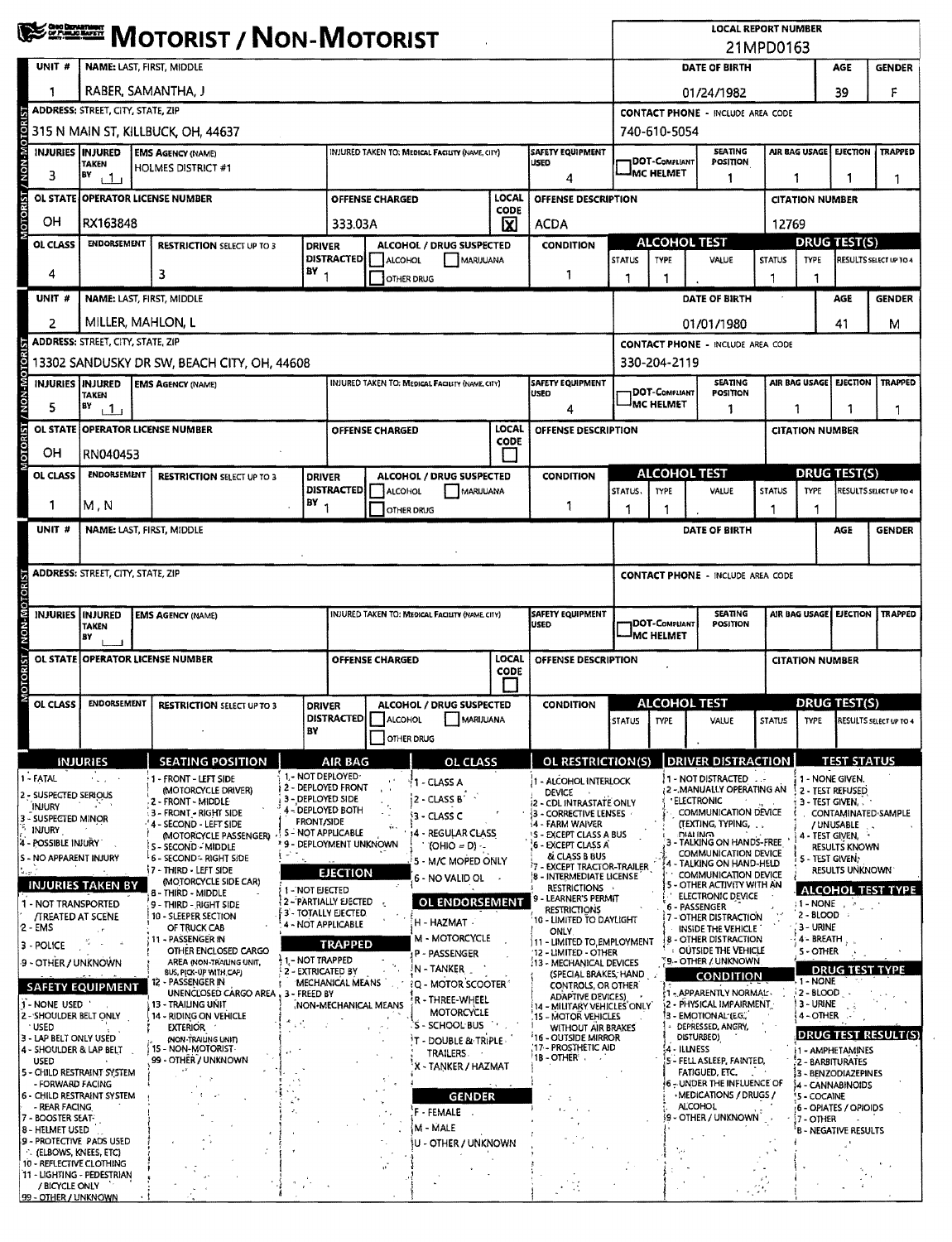# MOTORIST / NON-MOTORIST

**LOCAL REPORT NUMBER:** 21MPD0163

## Unit 1

| UNIT # | NAME: LAST, FIRST, MIDDLE | DATE OF BIRTH | AGE | GENDER |
|---|---|---|---|---|
| 1 | RABER, SAMANTHA, J | 01/24/1982 | 39 | F |

| ADDRESS: STREET, CITY, STATE, ZIP | CONTACT PHONE - INCLUDE AREA CODE |
|---|---|
| 315 N MAIN ST, KILLBUCK, OH, 44637 | 740-610-5054 |

| INJURIES | INJURED TAKEN BY | EMS AGENCY (NAME) | INJURED TAKEN TO: MEDICAL FACILITY (NAME, CITY) | SAFETY EQUIPMENT USED | DOT-COMPLIANT MC HELMET | SEATING POSITION | AIR BAG USAGE | EJECTION | TRAPPED |
|---|---|---|---|---|---|---|---|---|---|
| 3 | 1 | HOLMES DISTRICT #1 | | 4 | | 1 | 1 | 1 | 1 |

| OL STATE | OPERATOR LICENSE NUMBER | OFFENSE CHARGED | LOCAL CODE | OFFENSE DESCRIPTION | CITATION NUMBER |
|---|---|---|---|---|---|
| OH | RX163848 | 333.03A | X | ACDA | 12769 |

| OL CLASS | ENDORSEMENT | RESTRICTION SELECT UP TO 3 | DRIVER DISTRACTED BY | ALCOHOL / DRUG SUSPECTED | CONDITION | ALCOHOL TEST STATUS | ALCOHOL TEST TYPE | ALCOHOL TEST VALUE | DRUG TEST STATUS | DRUG TEST TYPE | DRUG TEST RESULTS SELECT UP TO 4 |
|---|---|---|---|---|---|---|---|---|---|---|---|
| 4 | | 3 | 1 | ☐ ALCOHOL ☐ MARIJUANA ☐ OTHER DRUG | 1 | 1 | 1 | . | 1 | 1 | |

## Unit 2

| UNIT # | NAME: LAST, FIRST, MIDDLE | DATE OF BIRTH | AGE | GENDER |
|---|---|---|---|---|
| 2 | MILLER, MAHLON, L | 01/01/1980 | 41 | M |

| ADDRESS: STREET, CITY, STATE, ZIP | CONTACT PHONE - INCLUDE AREA CODE |
|---|---|
| 13302 SANDUSKY DR SW, BEACH CITY, OH, 44608 | 330-204-2119 |

| INJURIES | INJURED TAKEN BY | EMS AGENCY (NAME) | INJURED TAKEN TO: MEDICAL FACILITY (NAME, CITY) | SAFETY EQUIPMENT USED | DOT-COMPLIANT MC HELMET | SEATING POSITION | AIR BAG USAGE | EJECTION | TRAPPED |
|---|---|---|---|---|---|---|---|---|---|
| 5 | 1 | | | 4 | | 1 | 1 | 1 | 1 |

| OL STATE | OPERATOR LICENSE NUMBER | OFFENSE CHARGED | LOCAL CODE | OFFENSE DESCRIPTION | CITATION NUMBER |
|---|---|---|---|---|---|
| OH | RN040453 | | ☐ | | |

| OL CLASS | ENDORSEMENT | RESTRICTION SELECT UP TO 3 | DRIVER DISTRACTED BY | ALCOHOL / DRUG SUSPECTED | CONDITION | ALCOHOL TEST STATUS | ALCOHOL TEST TYPE | ALCOHOL TEST VALUE | DRUG TEST STATUS | DRUG TEST TYPE | DRUG TEST RESULTS SELECT UP TO 4 |
|---|---|---|---|---|---|---|---|---|---|---|---|
| 1 | M, N | | 1 | ☐ ALCOHOL ☐ MARIJUANA ☐ OTHER DRUG | 1 | 1 | 1 | . | 1 | 1 | |

## Unit (blank)

| UNIT # | NAME: LAST, FIRST, MIDDLE | DATE OF BIRTH | AGE | GENDER |
|---|---|---|---|---|
| | | | | |

| ADDRESS: STREET, CITY, STATE, ZIP | CONTACT PHONE - INCLUDE AREA CODE |
|---|---|
| | |

| INJURIES | INJURED TAKEN BY | EMS AGENCY (NAME) | INJURED TAKEN TO: MEDICAL FACILITY (NAME, CITY) | SAFETY EQUIPMENT USED | DOT-COMPLIANT MC HELMET | SEATING POSITION | AIR BAG USAGE | EJECTION | TRAPPED |
|---|---|---|---|---|---|---|---|---|---|
| | | | | | | | | | |

| OL STATE | OPERATOR LICENSE NUMBER | OFFENSE CHARGED | LOCAL CODE | OFFENSE DESCRIPTION | CITATION NUMBER |
|---|---|---|---|---|---|
| | | | ☐ | | |

| OL CLASS | ENDORSEMENT | RESTRICTION SELECT UP TO 3 | DRIVER DISTRACTED BY | ALCOHOL / DRUG SUSPECTED | CONDITION | ALCOHOL TEST STATUS | ALCOHOL TEST TYPE | ALCOHOL TEST VALUE | DRUG TEST STATUS | DRUG TEST TYPE | DRUG TEST RESULTS SELECT UP TO 4 |
|---|---|---|---|---|---|---|---|---|---|---|---|
| | | | | ☐ ALCOHOL ☐ MARIJUANA ☐ OTHER DRUG | | | | . | | | |

## Legend

**INJURIES**
1 - FATAL
2 - SUSPECTED SERIOUS INJURY
3 - SUSPECTED MINOR INJURY
4 - POSSIBLE INJURY
5 - NO APPARENT INJURY

**INJURIES TAKEN BY**
1 - NOT TRANSPORTED /TREATED AT SCENE
2 - EMS
3 - POLICE
9 - OTHER / UNKNOWN

**SAFETY EQUIPMENT**
1 - NONE USED
2 - SHOULDER BELT ONLY USED
3 - LAP BELT ONLY USED
4 - SHOULDER & LAP BELT USED
5 - CHILD RESTRAINT SYSTEM - FORWARD FACING
6 - CHILD RESTRAINT SYSTEM - REAR FACING
7 - BOOSTER SEAT
8 - HELMET USED
9 - PROTECTIVE PADS USED (ELBOWS, KNEES, ETC)
10 - REFLECTIVE CLOTHING
11 - LIGHTING - PEDESTRIAN / BICYCLE ONLY
99 - OTHER / UNKNOWN

**SEATING POSITION**
1 - FRONT - LEFT SIDE (MOTORCYCLE DRIVER)
2 - FRONT - MIDDLE
3 - FRONT - RIGHT SIDE
4 - SECOND - LEFT SIDE (MOTORCYCLE PASSENGER)
5 - SECOND - MIDDLE
6 - SECOND - RIGHT SIDE
7 - THIRD - LEFT SIDE (MOTORCYCLE SIDE CAR)
8 - THIRD - MIDDLE
9 - THIRD - RIGHT SIDE
10 - SLEEPER SECTION OF TRUCK CAB
11 - PASSENGER IN OTHER ENCLOSED CARGO AREA (NON-TRAILING UNIT, BUS, PICK-UP WITH CAP)
12 - PASSENGER IN UNENCLOSED CARGO AREA
13 - TRAILING UNIT
14 - RIDING ON VEHICLE EXTERIOR (NON-TRAILING UNIT)
15 - NON-MOTORIST
99 - OTHER / UNKNOWN

**AIR BAG**
1 - NOT DEPLOYED
2 - DEPLOYED FRONT
3 - DEPLOYED SIDE
4 - DEPLOYED BOTH FRONT/SIDE
5 - NOT APPLICABLE
9 - DEPLOYMENT UNKNOWN

**EJECTION**
1 - NOT EJECTED
2 - PARTIALLY EJECTED
3 - TOTALLY EJECTED
4 - NOT APPLICABLE

**TRAPPED**
1 - NOT TRAPPED
2 - EXTRICATED BY MECHANICAL MEANS
3 - FREED BY NON-MECHANICAL MEANS

**OL CLASS**
1 - CLASS A
2 - CLASS B
3 - CLASS C
4 - REGULAR CLASS (OHIO = D)
5 - M/C MOPED ONLY
6 - NO VALID OL

**OL ENDORSEMENT**
H - HAZMAT
M - MOTORCYCLE
P - PASSENGER
N - TANKER
Q - MOTOR SCOOTER
R - THREE-WHEEL MOTORCYCLE
S - SCHOOL BUS
T - DOUBLE & TRIPLE TRAILERS
X - TANKER / HAZMAT

**GENDER**
F - FEMALE
M - MALE
U - OTHER / UNKNOWN

**OL RESTRICTION(S)**
1 - ALCOHOL INTERLOCK DEVICE
2 - CDL INTRASTATE ONLY
3 - CORRECTIVE LENSES
4 - FARM WAIVER
5 - EXCEPT CLASS A BUS
6 - EXCEPT CLASS A & CLASS B BUS
7 - EXCEPT TRACTOR-TRAILER
8 - INTERMEDIATE LICENSE RESTRICTIONS
9 - LEARNER'S PERMIT RESTRICTIONS
10 - LIMITED TO DAYLIGHT ONLY
11 - LIMITED TO EMPLOYMENT
12 - LIMITED - OTHER
13 - MECHANICAL DEVICES (SPECIAL BRAKES, HAND CONTROLS, OR OTHER ADAPTIVE DEVICES)
14 - MILITARY VEHICLES ONLY
15 - MOTOR VEHICLES WITHOUT AIR BRAKES
16 - OUTSIDE MIRROR
17 - PROSTHETIC AID
18 - OTHER

**DRIVER DISTRACTION**
1 - NOT DISTRACTED
2 - MANUALLY OPERATING AN ELECTRONIC COMMUNICATION DEVICE (TEXTING, TYPING, DIALING)
3 - TALKING ON HANDS-FREE COMMUNICATION DEVICE
4 - TALKING ON HAND-HELD COMMUNICATION DEVICE
5 - OTHER ACTIVITY WITH AN ELECTRONIC DEVICE
6 - PASSENGER
7 - OTHER DISTRACTION INSIDE THE VEHICLE
8 - OTHER DISTRACTION OUTSIDE THE VEHICLE
9 - OTHER / UNKNOWN

**CONDITION**
1 - APPARENTLY NORMAL
2 - PHYSICAL IMPAIRMENT
3 - EMOTIONAL (E.G., DEPRESSED, ANGRY, DISTURBED)
4 - ILLNESS
5 - FELL ASLEEP, FAINTED, FATIGUED, ETC.
6 - UNDER THE INFLUENCE OF MEDICATIONS / DRUGS / ALCOHOL
9 - OTHER / UNKNOWN

**TEST STATUS**
1 - NONE GIVEN
2 - TEST REFUSED
3 - TEST GIVEN, CONTAMINATED SAMPLE / UNUSABLE
4 - TEST GIVEN, RESULTS KNOWN
5 - TEST GIVEN, RESULTS UNKNOWN

**ALCOHOL TEST TYPE**
1 - NONE
2 - BLOOD
3 - URINE
4 - BREATH
5 - OTHER

**DRUG TEST TYPE**
1 - NONE
2 - BLOOD
3 - URINE
4 - OTHER

**DRUG TEST RESULT(S)**
1 - AMPHETAMINES
2 - BARBITURATES
3 - BENZODIAZEPINES
4 - CANNABINOIDS
5 - COCAINE
6 - OPIATES / OPIOIDS
7 - OTHER
8 - NEGATIVE RESULTS